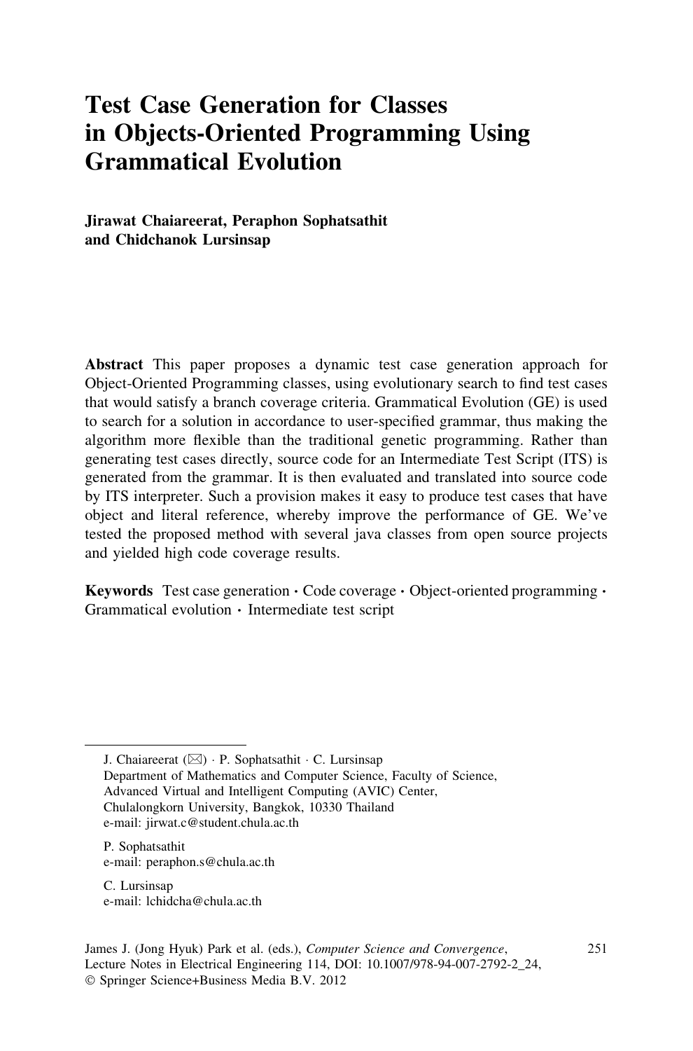# Test Case Generation for Classes in Objects-Oriented Programming Using Grammatical Evolution

**Jirawat Chaiareerat, Peraphon Sophatsathit and Chidchanok Lursinsap**

**Abstract** This paper proposes a dynamic test case generation approach for Object-Oriented Programming classes, using evolutionary search to find test cases that would satisfy a branch coverage criteria. Grammatical Evolution (GE) is used to search for a solution in accordance to user-specified grammar, thus making the algorithm more flexible than the traditional genetic programming. Rather than generating test cases directly, source code for an Intermediate Test Script (ITS) is generated from the grammar. It is then evaluated and translated into source code by ITS interpreter. Such a provision makes it easy to produce test cases that have object and literal reference, whereby improve the performance of GE. We've tested the proposed method with several java classes from open source projects and yielded high code coverage results.

**Keywords** Test case generation · Code coverage · Object-oriented programming · Grammatical evolution · Intermediate test script

---

J. Chaiareerat (✉) · P. Sophatsathit · C. Lursinsap
Department of Mathematics and Computer Science, Faculty of Science,
Advanced Virtual and Intelligent Computing (AVIC) Center,
Chulalongkorn University, Bangkok, 10330 Thailand
e-mail: jirwat.c@student.chula.ac.th

P. Sophatsathit
e-mail: peraphon.s@chula.ac.th

C. Lursinsap
e-mail: lchidcha@chula.ac.th

James J. (Jong Hyuk) Park et al. (eds.), *Computer Science and Convergence*,
Lecture Notes in Electrical Engineering 114, DOI: 10.1007/978-94-007-2792-2_24,
© Springer Science+Business Media B.V. 2012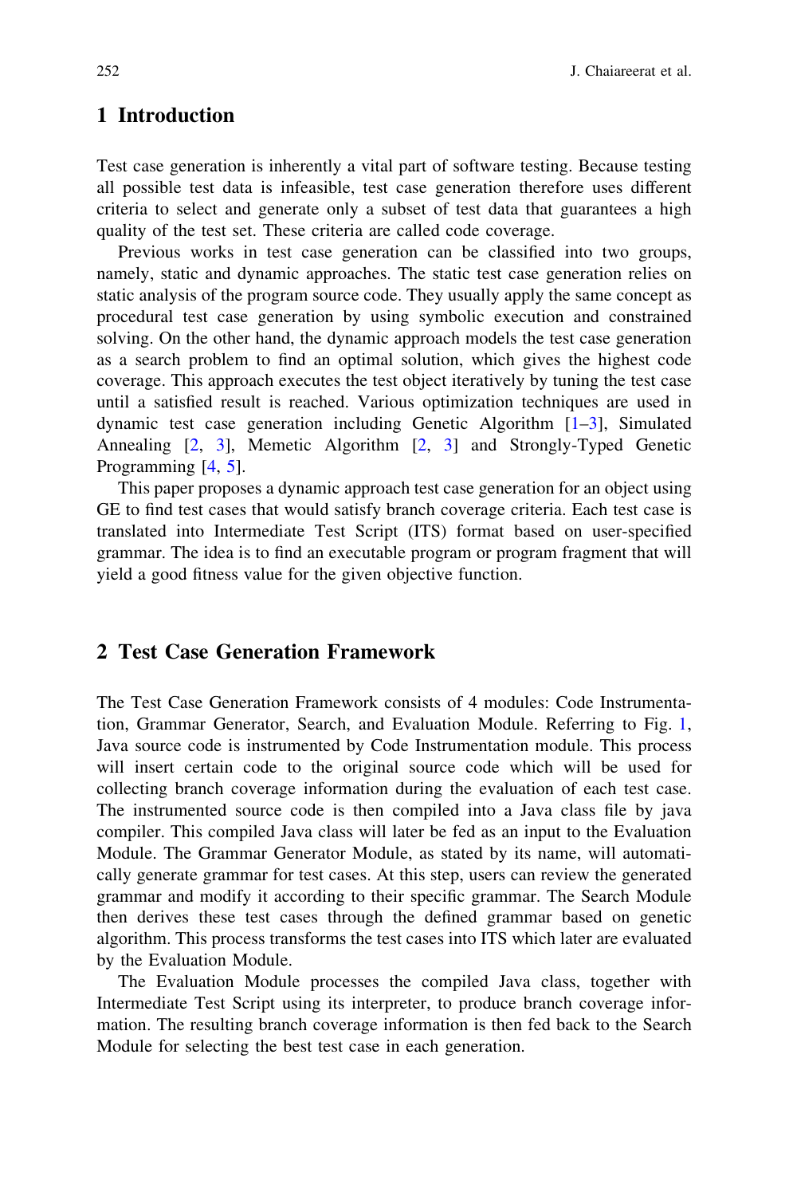## 1 Introduction

Test case generation is inherently a vital part of software testing. Because testing all possible test data is infeasible, test case generation therefore uses different criteria to select and generate only a subset of test data that guarantees a high quality of the test set. These criteria are called code coverage.

Previous works in test case generation can be classified into two groups, namely, static and dynamic approaches. The static test case generation relies on static analysis of the program source code. They usually apply the same concept as procedural test case generation by using symbolic execution and constrained solving. On the other hand, the dynamic approach models the test case generation as a search problem to find an optimal solution, which gives the highest code coverage. This approach executes the test object iteratively by tuning the test case until a satisfied result is reached. Various optimization techniques are used in dynamic test case generation including Genetic Algorithm [1–3], Simulated Annealing [2, 3], Memetic Algorithm [2, 3] and Strongly-Typed Genetic Programming [4, 5].

This paper proposes a dynamic approach test case generation for an object using GE to find test cases that would satisfy branch coverage criteria. Each test case is translated into Intermediate Test Script (ITS) format based on user-specified grammar. The idea is to find an executable program or program fragment that will yield a good fitness value for the given objective function.

## 2 Test Case Generation Framework

The Test Case Generation Framework consists of 4 modules: Code Instrumentation, Grammar Generator, Search, and Evaluation Module. Referring to Fig. 1, Java source code is instrumented by Code Instrumentation module. This process will insert certain code to the original source code which will be used for collecting branch coverage information during the evaluation of each test case. The instrumented source code is then compiled into a Java class file by java compiler. This compiled Java class will later be fed as an input to the Evaluation Module. The Grammar Generator Module, as stated by its name, will automatically generate grammar for test cases. At this step, users can review the generated grammar and modify it according to their specific grammar. The Search Module then derives these test cases through the defined grammar based on genetic algorithm. This process transforms the test cases into ITS which later are evaluated by the Evaluation Module.

The Evaluation Module processes the compiled Java class, together with Intermediate Test Script using its interpreter, to produce branch coverage information. The resulting branch coverage information is then fed back to the Search Module for selecting the best test case in each generation.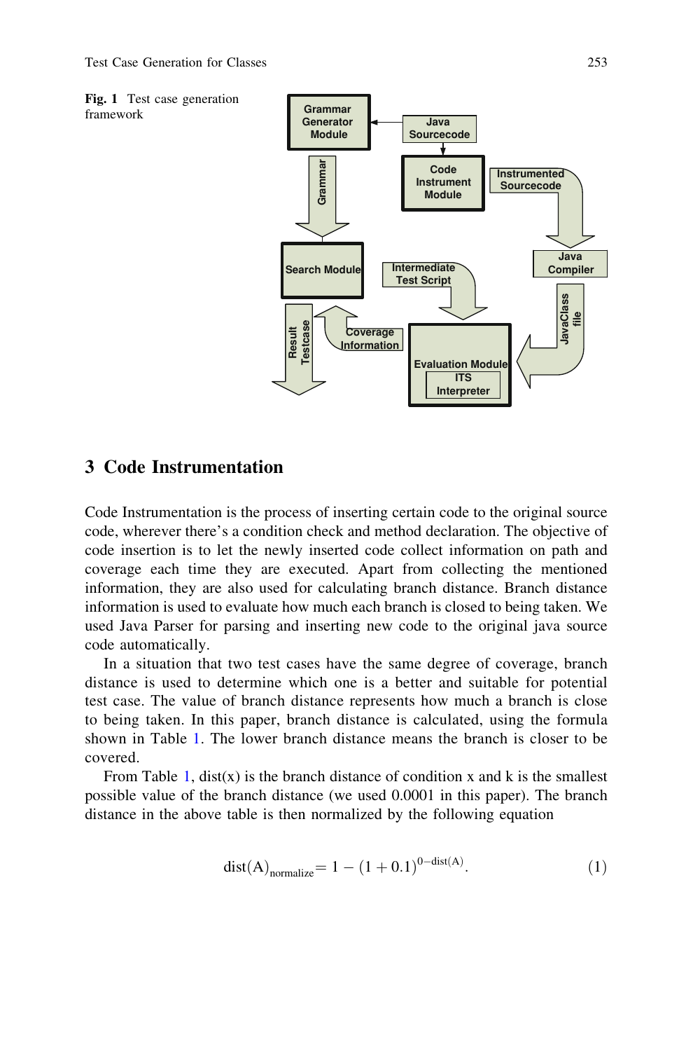**Fig. 1** Test case generation framework

## 3 Code Instrumentation

Code Instrumentation is the process of inserting certain code to the original source code, wherever there's a condition check and method declaration. The objective of code insertion is to let the newly inserted code collect information on path and coverage each time they are executed. Apart from collecting the mentioned information, they are also used for calculating branch distance. Branch distance information is used to evaluate how much each branch is closed to being taken. We used Java Parser for parsing and inserting new code to the original java source code automatically.

In a situation that two test cases have the same degree of coverage, branch distance is used to determine which one is a better and suitable for potential test case. The value of branch distance represents how much a branch is close to being taken. In this paper, branch distance is calculated, using the formula shown in Table 1. The lower branch distance means the branch is closer to be covered.

From Table 1, dist(x) is the branch distance of condition x and k is the smallest possible value of the branch distance (we used 0.0001 in this paper). The branch distance in the above table is then normalized by the following equation

$$\mathrm{dist(A)}_{\mathrm{normalize}} = 1 - (1 + 0.1)^{0 - \mathrm{dist(A)}}. \tag{1}$$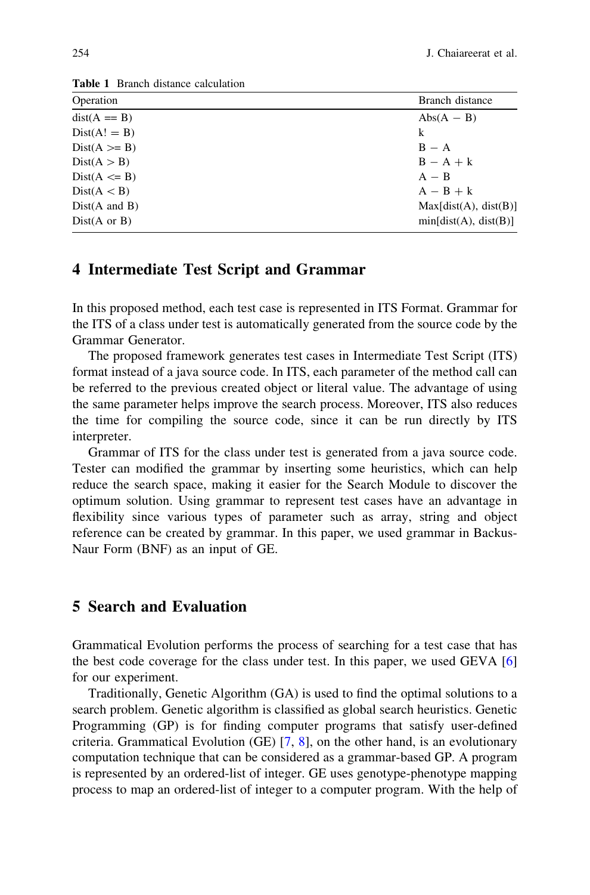**Table 1** Branch distance calculation

| Operation | Branch distance |
|---|---|
| dist(A == B) | Abs(A − B) |
| Dist(A! = B) | k |
| Dist(A >= B) | B − A |
| Dist(A > B) | B − A + k |
| Dist(A <= B) | A − B |
| Dist(A < B) | A − B + k |
| Dist(A and B) | Max[dist(A), dist(B)] |
| Dist(A or B) | min[dist(A), dist(B)] |

## 4 Intermediate Test Script and Grammar

In this proposed method, each test case is represented in ITS Format. Grammar for the ITS of a class under test is automatically generated from the source code by the Grammar Generator.

The proposed framework generates test cases in Intermediate Test Script (ITS) format instead of a java source code. In ITS, each parameter of the method call can be referred to the previous created object or literal value. The advantage of using the same parameter helps improve the search process. Moreover, ITS also reduces the time for compiling the source code, since it can be run directly by ITS interpreter.

Grammar of ITS for the class under test is generated from a java source code. Tester can modified the grammar by inserting some heuristics, which can help reduce the search space, making it easier for the Search Module to discover the optimum solution. Using grammar to represent test cases have an advantage in flexibility since various types of parameter such as array, string and object reference can be created by grammar. In this paper, we used grammar in Backus-Naur Form (BNF) as an input of GE.

## 5 Search and Evaluation

Grammatical Evolution performs the process of searching for a test case that has the best code coverage for the class under test. In this paper, we used GEVA [6] for our experiment.

Traditionally, Genetic Algorithm (GA) is used to find the optimal solutions to a search problem. Genetic algorithm is classified as global search heuristics. Genetic Programming (GP) is for finding computer programs that satisfy user-defined criteria. Grammatical Evolution (GE) [7, 8], on the other hand, is an evolutionary computation technique that can be considered as a grammar-based GP. A program is represented by an ordered-list of integer. GE uses genotype-phenotype mapping process to map an ordered-list of integer to a computer program. With the help of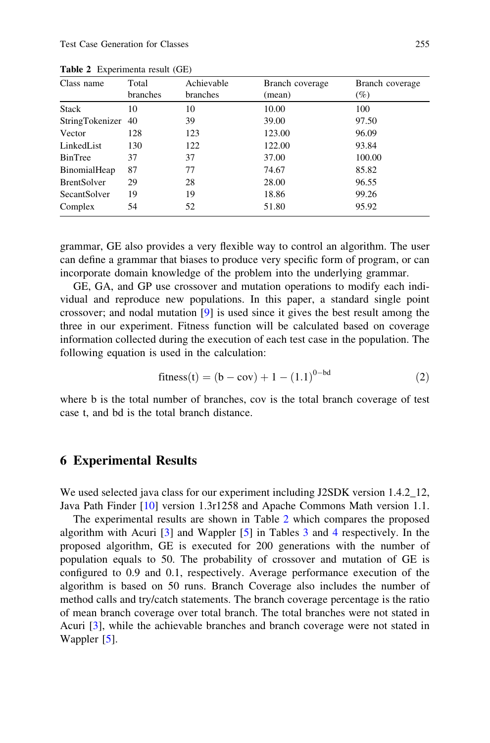**Table 2** Experimenta result (GE)

| Class name | Total branches | Achievable branches | Branch coverage (mean) | Branch coverage (%) |
|---|---|---|---|---|
| Stack | 10 | 10 | 10.00 | 100 |
| StringTokenizer | 40 | 39 | 39.00 | 97.50 |
| Vector | 128 | 123 | 123.00 | 96.09 |
| LinkedList | 130 | 122 | 122.00 | 93.84 |
| BinTree | 37 | 37 | 37.00 | 100.00 |
| BinomialHeap | 87 | 77 | 74.67 | 85.82 |
| BrentSolver | 29 | 28 | 28.00 | 96.55 |
| SecantSolver | 19 | 19 | 18.86 | 99.26 |
| Complex | 54 | 52 | 51.80 | 95.92 |

grammar, GE also provides a very flexible way to control an algorithm. The user can define a grammar that biases to produce very specific form of program, or can incorporate domain knowledge of the problem into the underlying grammar.

GE, GA, and GP use crossover and mutation operations to modify each individual and reproduce new populations. In this paper, a standard single point crossover; and nodal mutation [9] is used since it gives the best result among the three in our experiment. Fitness function will be calculated based on coverage information collected during the execution of each test case in the population. The following equation is used in the calculation:

$$\text{fitness(t)} = (\text{b} - \text{cov}) + 1 - (1.1)^{0-\text{bd}} \tag{2}$$

where b is the total number of branches, cov is the total branch coverage of test case t, and bd is the total branch distance.

# 6 Experimental Results

We used selected java class for our experiment including J2SDK version 1.4.2_12, Java Path Finder [10] version 1.3r1258 and Apache Commons Math version 1.1.

The experimental results are shown in Table 2 which compares the proposed algorithm with Acuri [3] and Wappler [5] in Tables 3 and 4 respectively. In the proposed algorithm, GE is executed for 200 generations with the number of population equals to 50. The probability of crossover and mutation of GE is configured to 0.9 and 0.1, respectively. Average performance execution of the algorithm is based on 50 runs. Branch Coverage also includes the number of method calls and try/catch statements. The branch coverage percentage is the ratio of mean branch coverage over total branch. The total branches were not stated in Acuri [3], while the achievable branches and branch coverage were not stated in Wappler [5].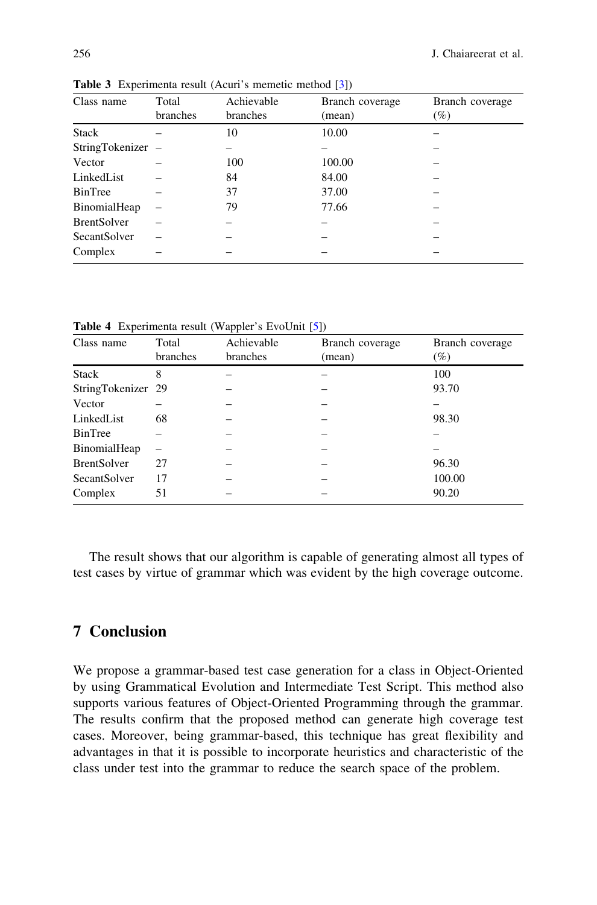**Table 3** Experimenta result (Acuri's memetic method [3])

| Class name | Total branches | Achievable branches | Branch coverage (mean) | Branch coverage (%) |
|---|---|---|---|---|
| Stack | – | 10 | 10.00 | – |
| StringTokenizer | – | – | – | – |
| Vector | – | 100 | 100.00 | – |
| LinkedList | – | 84 | 84.00 | – |
| BinTree | – | 37 | 37.00 | – |
| BinomialHeap | – | 79 | 77.66 | – |
| BrentSolver | – | – | – | – |
| SecantSolver | – | – | – | – |
| Complex | – | – | – | – |

**Table 4** Experimenta result (Wappler's EvoUnit [5])

| Class name | Total branches | Achievable branches | Branch coverage (mean) | Branch coverage (%) |
|---|---|---|---|---|
| Stack | 8 | – | – | 100 |
| StringTokenizer | 29 | – | – | 93.70 |
| Vector | – | – | – | – |
| LinkedList | 68 | – | – | 98.30 |
| BinTree | – | – | – | – |
| BinomialHeap | – | – | – | – |
| BrentSolver | 27 | – | – | 96.30 |
| SecantSolver | 17 | – | – | 100.00 |
| Complex | 51 | – | – | 90.20 |

The result shows that our algorithm is capable of generating almost all types of test cases by virtue of grammar which was evident by the high coverage outcome.

## 7 Conclusion

We propose a grammar-based test case generation for a class in Object-Oriented by using Grammatical Evolution and Intermediate Test Script. This method also supports various features of Object-Oriented Programming through the grammar. The results confirm that the proposed method can generate high coverage test cases. Moreover, being grammar-based, this technique has great flexibility and advantages in that it is possible to incorporate heuristics and characteristic of the class under test into the grammar to reduce the search space of the problem.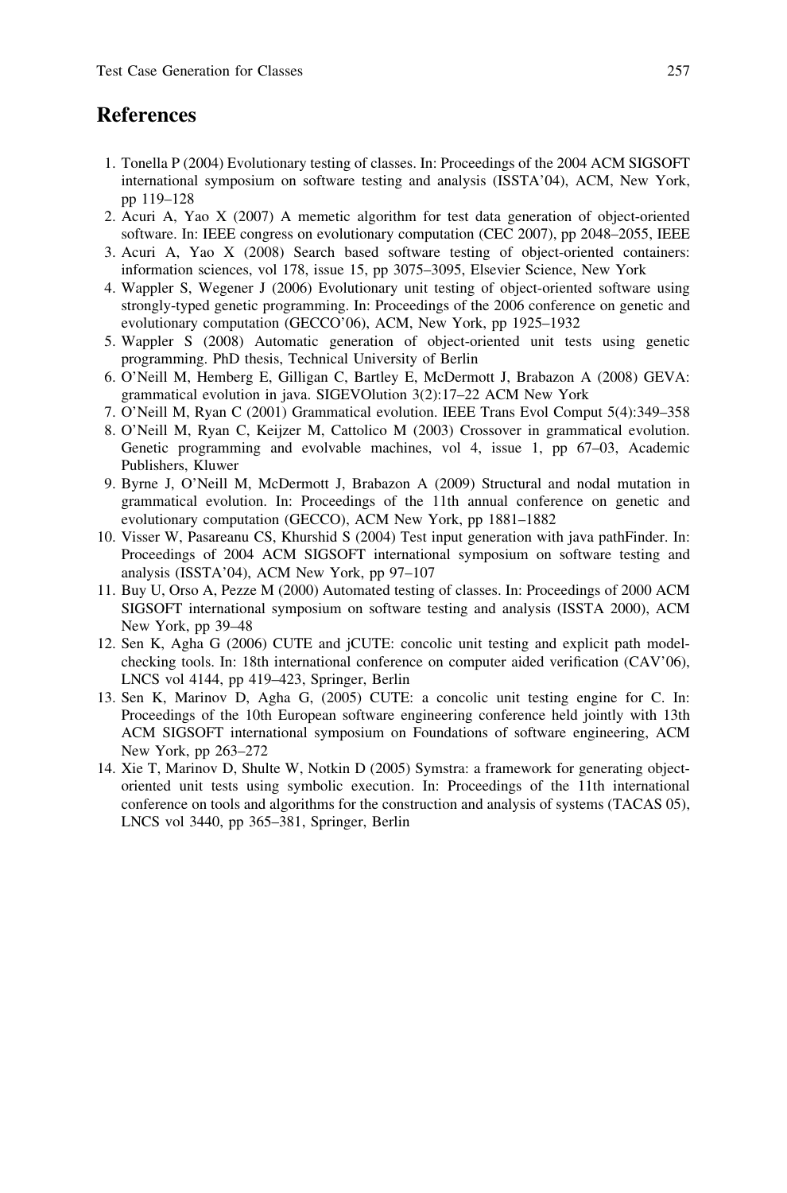## References

1. Tonella P (2004) Evolutionary testing of classes. In: Proceedings of the 2004 ACM SIGSOFT international symposium on software testing and analysis (ISSTA'04), ACM, New York, pp 119–128
2. Acuri A, Yao X (2007) A memetic algorithm for test data generation of object-oriented software. In: IEEE congress on evolutionary computation (CEC 2007), pp 2048–2055, IEEE
3. Acuri A, Yao X (2008) Search based software testing of object-oriented containers: information sciences, vol 178, issue 15, pp 3075–3095, Elsevier Science, New York
4. Wappler S, Wegener J (2006) Evolutionary unit testing of object-oriented software using strongly-typed genetic programming. In: Proceedings of the 2006 conference on genetic and evolutionary computation (GECCO'06), ACM, New York, pp 1925–1932
5. Wappler S (2008) Automatic generation of object-oriented unit tests using genetic programming. PhD thesis, Technical University of Berlin
6. O'Neill M, Hemberg E, Gilligan C, Bartley E, McDermott J, Brabazon A (2008) GEVA: grammatical evolution in java. SIGEVOlution 3(2):17–22 ACM New York
7. O'Neill M, Ryan C (2001) Grammatical evolution. IEEE Trans Evol Comput 5(4):349–358
8. O'Neill M, Ryan C, Keijzer M, Cattolico M (2003) Crossover in grammatical evolution. Genetic programming and evolvable machines, vol 4, issue 1, pp 67–03, Academic Publishers, Kluwer
9. Byrne J, O'Neill M, McDermott J, Brabazon A (2009) Structural and nodal mutation in grammatical evolution. In: Proceedings of the 11th annual conference on genetic and evolutionary computation (GECCO), ACM New York, pp 1881–1882
10. Visser W, Pasareanu CS, Khurshid S (2004) Test input generation with java pathFinder. In: Proceedings of 2004 ACM SIGSOFT international symposium on software testing and analysis (ISSTA'04), ACM New York, pp 97–107
11. Buy U, Orso A, Pezze M (2000) Automated testing of classes. In: Proceedings of 2000 ACM SIGSOFT international symposium on software testing and analysis (ISSTA 2000), ACM New York, pp 39–48
12. Sen K, Agha G (2006) CUTE and jCUTE: concolic unit testing and explicit path model-checking tools. In: 18th international conference on computer aided verification (CAV'06), LNCS vol 4144, pp 419–423, Springer, Berlin
13. Sen K, Marinov D, Agha G, (2005) CUTE: a concolic unit testing engine for C. In: Proceedings of the 10th European software engineering conference held jointly with 13th ACM SIGSOFT international symposium on Foundations of software engineering, ACM New York, pp 263–272
14. Xie T, Marinov D, Shulte W, Notkin D (2005) Symstra: a framework for generating object-oriented unit tests using symbolic execution. In: Proceedings of the 11th international conference on tools and algorithms for the construction and analysis of systems (TACAS 05), LNCS vol 3440, pp 365–381, Springer, Berlin